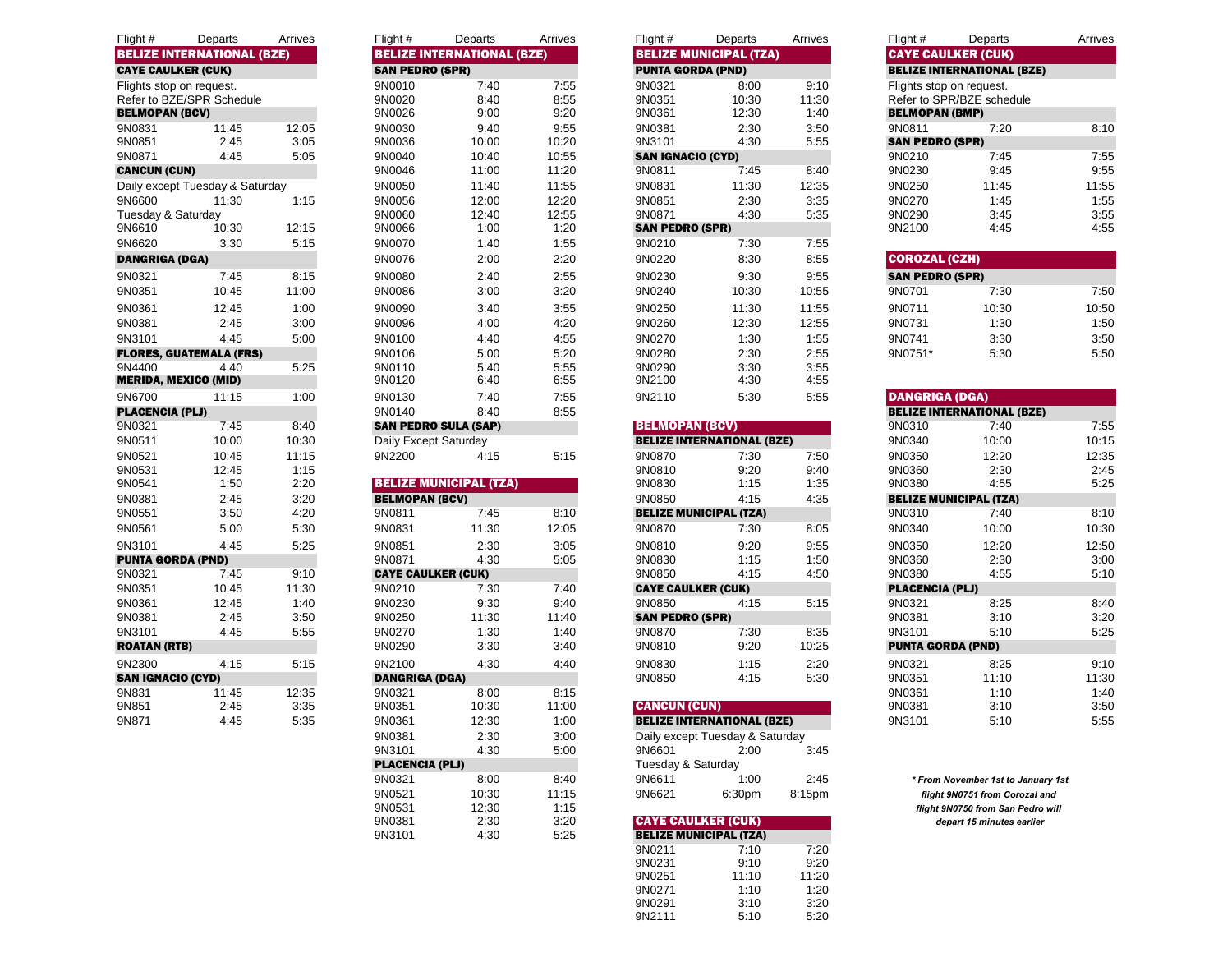## BELIZE INTERNATIONAL (BZE)

| Flight # | Departs | Arrives |
|---|---|---|
| **CAYE CAULKER (CUK)** | | |
| Flights stop on request. | | |
| Refer to BZE/SPR Schedule | | |
| **BELMOPAN (BCV)** | | |
| 9N0831 | 11:45 | 12:05 |
| 9N0851 | 2:45 | 3:05 |
| 9N0871 | 4:45 | 5:05 |
| **CANCUN (CUN)** | | |
| Daily except Tuesday & Saturday | | |
| 9N6600 | 11:30 | 1:15 |
| Tuesday & Saturday | | |
| 9N6610 | 10:30 | 12:15 |
| 9N6620 | 3:30 | 5:15 |
| **DANGRIGA (DGA)** | | |
| 9N0321 | 7:45 | 8:15 |
| 9N0351 | 10:45 | 11:00 |
| 9N0361 | 12:45 | 1:00 |
| 9N0381 | 2:45 | 3:00 |
| 9N3101 | 4:45 | 5:00 |
| **FLORES, GUATEMALA (FRS)** | | |
| 9N4400 | 4:40 | 5:25 |
| **MERIDA, MEXICO (MID)** | | |
| 9N6700 | 11:15 | 1:00 |
| **PLACENCIA (PLJ)** | | |
| 9N0321 | 7:45 | 8:40 |
| 9N0511 | 10:00 | 10:30 |
| 9N0521 | 10:45 | 11:15 |
| 9N0531 | 12:45 | 1:15 |
| 9N0541 | 1:50 | 2:20 |
| 9N0381 | 2:45 | 3:20 |
| 9N0551 | 3:50 | 4:20 |
| 9N0561 | 5:00 | 5:30 |
| 9N3101 | 4:45 | 5:25 |
| **PUNTA GORDA (PND)** | | |
| 9N0321 | 7:45 | 9:10 |
| 9N0351 | 10:45 | 11:30 |
| 9N0361 | 12:45 | 1:40 |
| 9N0381 | 2:45 | 3:50 |
| 9N3101 | 4:45 | 5:55 |
| **ROATAN (RTB)** | | |
| 9N2300 | 4:15 | 5:15 |
| **SAN IGNACIO (CYD)** | | |
| 9N831 | 11:45 | 12:35 |
| 9N851 | 2:45 | 3:35 |
| 9N871 | 4:45 | 5:35 |

## BELIZE INTERNATIONAL (BZE)

| Flight # | Departs | Arrives |
|---|---|---|
| **SAN PEDRO (SPR)** | | |
| 9N0010 | 7:40 | 7:55 |
| 9N0020 | 8:40 | 8:55 |
| 9N0026 | 9:00 | 9:20 |
| 9N0030 | 9:40 | 9:55 |
| 9N0036 | 10:00 | 10:20 |
| 9N0040 | 10:40 | 10:55 |
| 9N0046 | 11:00 | 11:20 |
| 9N0050 | 11:40 | 11:55 |
| 9N0056 | 12:00 | 12:20 |
| 9N0060 | 12:40 | 12:55 |
| 9N0066 | 1:00 | 1:20 |
| 9N0070 | 1:40 | 1:55 |
| 9N0076 | 2:00 | 2:20 |
| 9N0080 | 2:40 | 2:55 |
| 9N0086 | 3:00 | 3:20 |
| 9N0090 | 3:40 | 3:55 |
| 9N0096 | 4:00 | 4:20 |
| 9N0100 | 4:40 | 4:55 |
| 9N0106 | 5:00 | 5:20 |
| 9N0110 | 5:40 | 5:55 |
| 9N0120 | 6:40 | 6:55 |
| 9N0130 | 7:40 | 7:55 |
| 9N0140 | 8:40 | 8:55 |
| **SAN PEDRO SULA (SAP)** | | |
| Daily Except Saturday | | |
| 9N2200 | 4:15 | 5:15 |

## BELIZE MUNICIPAL (TZA)

| Flight # | Departs | Arrives |
|---|---|---|
| **BELMOPAN (BCV)** | | |
| 9N0811 | 7:45 | 8:10 |
| 9N0831 | 11:30 | 12:05 |
| 9N0851 | 2:30 | 3:05 |
| 9N0871 | 4:30 | 5:05 |
| **CAYE CAULKER (CUK)** | | |
| 9N0210 | 7:30 | 7:40 |
| 9N0230 | 9:30 | 9:40 |
| 9N0250 | 11:30 | 11:40 |
| 9N0270 | 1:30 | 1:40 |
| 9N0290 | 3:30 | 3:40 |
| 9N2100 | 4:30 | 4:40 |
| **DANGRIGA (DGA)** | | |
| 9N0321 | 8:00 | 8:15 |
| 9N0351 | 10:30 | 11:00 |
| 9N0361 | 12:30 | 1:00 |
| 9N0381 | 2:30 | 3:00 |
| 9N3101 | 4:30 | 5:00 |
| **PLACENCIA (PLJ)** | | |
| 9N0321 | 8:00 | 8:40 |
| 9N0521 | 10:30 | 11:15 |
| 9N0531 | 12:30 | 1:15 |
| 9N0381 | 2:30 | 3:20 |
| 9N3101 | 4:30 | 5:25 |

## BELIZE MUNICIPAL (TZA)

| Flight # | Departs | Arrives |
|---|---|---|
| **PUNTA GORDA (PND)** | | |
| 9N0321 | 8:00 | 9:10 |
| 9N0351 | 10:30 | 11:30 |
| 9N0361 | 12:30 | 1:40 |
| 9N0381 | 2:30 | 3:50 |
| 9N3101 | 4:30 | 5:55 |
| **SAN IGNACIO (CYD)** | | |
| 9N0811 | 7:45 | 8:40 |
| 9N0831 | 11:30 | 12:35 |
| 9N0851 | 2:30 | 3:35 |
| 9N0871 | 4:30 | 5:35 |
| **SAN PEDRO (SPR)** | | |
| 9N0210 | 7:30 | 7:55 |
| 9N0220 | 8:30 | 8:55 |
| 9N0230 | 9:30 | 9:55 |
| 9N0240 | 10:30 | 10:55 |
| 9N0250 | 11:30 | 11:55 |
| 9N0260 | 12:30 | 12:55 |
| 9N0270 | 1:30 | 1:55 |
| 9N0280 | 2:30 | 2:55 |
| 9N0290 | 3:30 | 3:55 |
| 9N2100 | 4:30 | 4:55 |
| 9N2110 | 5:30 | 5:55 |

## BELMOPAN (BCV)

| Flight # | Departs | Arrives |
|---|---|---|
| **BELIZE INTERNATIONAL (BZE)** | | |
| 9N0870 | 7:30 | 7:50 |
| 9N0810 | 9:20 | 9:40 |
| 9N0830 | 1:15 | 1:35 |
| 9N0850 | 4:15 | 4:35 |
| **BELIZE MUNICIPAL (TZA)** | | |
| 9N0870 | 7:30 | 8:05 |
| 9N0810 | 9:20 | 9:55 |
| 9N0830 | 1:15 | 1:50 |
| 9N0850 | 4:15 | 4:50 |
| **CAYE CAULKER (CUK)** | | |
| 9N0850 | 4:15 | 5:15 |
| **SAN PEDRO (SPR)** | | |
| 9N0870 | 7:30 | 8:35 |
| 9N0810 | 9:20 | 10:25 |
| 9N0830 | 1:15 | 2:20 |
| 9N0850 | 4:15 | 5:30 |

## CANCUN (CUN)

| Flight # | Departs | Arrives |
|---|---|---|
| **BELIZE INTERNATIONAL (BZE)** | | |
| Daily except Tuesday & Saturday | | |
| 9N6601 | 2:00 | 3:45 |
| Tuesday & Saturday | | |
| 9N6611 | 1:00 | 2:45 |
| 9N6621 | 6:30pm | 8:15pm |

## CAYE CAULKER (CUK)

| Flight # | Departs | Arrives |
|---|---|---|
| **BELIZE MUNICIPAL (TZA)** | | |
| 9N0211 | 7:10 | 7:20 |
| 9N0231 | 9:10 | 9:20 |
| 9N0251 | 11:10 | 11:20 |
| 9N0271 | 1:10 | 1:20 |
| 9N0291 | 3:10 | 3:20 |
| 9N2111 | 5:10 | 5:20 |

## CAYE CAULKER (CUK)

| Flight # | Departs | Arrives |
|---|---|---|
| **BELIZE INTERNATIONAL (BZE)** | | |
| Flights stop on request. | | |
| Refer to SPR/BZE schedule | | |
| **BELMOPAN (BMP)** | | |
| 9N0811 | 7:20 | 8:10 |
| **SAN PEDRO (SPR)** | | |
| 9N0210 | 7:45 | 7:55 |
| 9N0230 | 9:45 | 9:55 |
| 9N0250 | 11:45 | 11:55 |
| 9N0270 | 1:45 | 1:55 |
| 9N0290 | 3:45 | 3:55 |
| 9N2100 | 4:45 | 4:55 |

## COROZAL (CZH)

| Flight # | Departs | Arrives |
|---|---|---|
| **SAN PEDRO (SPR)** | | |
| 9N0701 | 7:30 | 7:50 |
| 9N0711 | 10:30 | 10:50 |
| 9N0731 | 1:30 | 1:50 |
| 9N0741 | 3:30 | 3:50 |
| 9N0751* | 5:30 | 5:50 |

## DANGRIGA (DGA)

| Flight # | Departs | Arrives |
|---|---|---|
| **BELIZE INTERNATIONAL (BZE)** | | |
| 9N0310 | 7:40 | 7:55 |
| 9N0340 | 10:00 | 10:15 |
| 9N0350 | 12:20 | 12:35 |
| 9N0360 | 2:30 | 2:45 |
| 9N0380 | 4:55 | 5:25 |
| **BELIZE MUNICIPAL (TZA)** | | |
| 9N0310 | 7:40 | 8:10 |
| 9N0340 | 10:00 | 10:30 |
| 9N0350 | 12:20 | 12:50 |
| 9N0360 | 2:30 | 3:00 |
| 9N0380 | 4:55 | 5:10 |
| **PLACENCIA (PLJ)** | | |
| 9N0321 | 8:25 | 8:40 |
| 9N0381 | 3:10 | 3:20 |
| 9N3101 | 5:10 | 5:25 |
| **PUNTA GORDA (PND)** | | |
| 9N0321 | 8:25 | 9:10 |
| 9N0351 | 11:10 | 11:30 |
| 9N0361 | 1:10 | 1:40 |
| 9N0381 | 3:10 | 3:50 |
| 9N3101 | 5:10 | 5:55 |

***From November 1st to January 1st flight 9N0751 from Corozal and flight 9N0750 from San Pedro will depart 15 minutes earlier***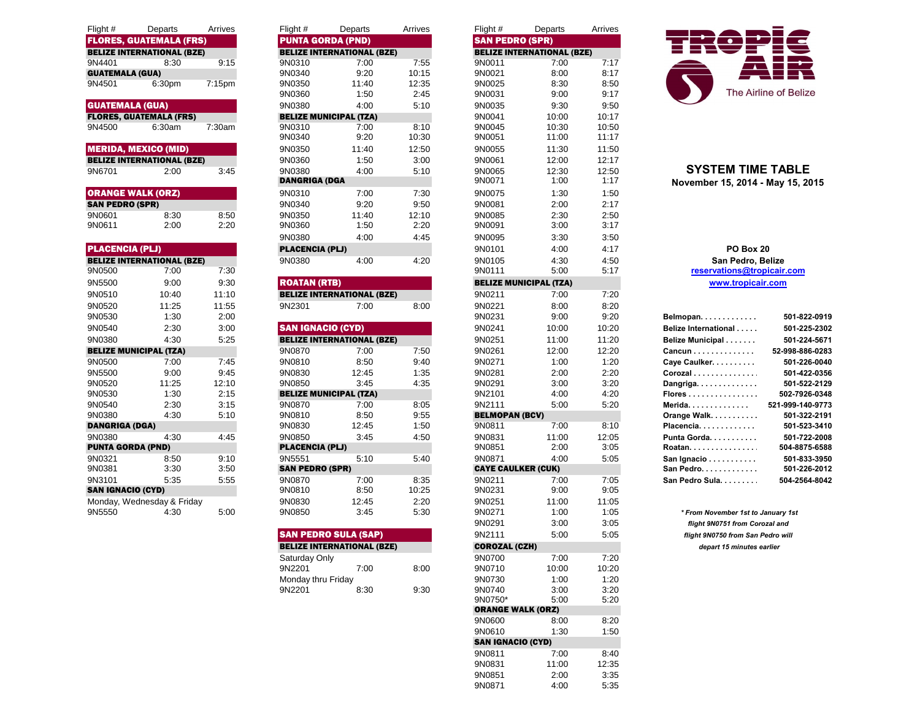# TROPIC AIR

The Airline of Belize

## SYSTEM TIME TABLE

**November 15, 2014 - May 15, 2015**

**PO Box 20**
**San Pedro, Belize**
**reservations@tropicair.com**
**www.tropicair.com**

### FLORES, GUATEMALA (FRS)

| Flight # | Departs | Arrives |
|---|---|---|
| **BELIZE INTERNATIONAL (BZE)** | | |
| 9N4401 | 8:30 | 9:15 |
| **GUATEMALA (GUA)** | | |
| 9N4501 | 6:30pm | 7:15pm |

### GUATEMALA (GUA)

| Flight # | Departs | Arrives |
|---|---|---|
| **FLORES, GUATEMALA (FRS)** | | |
| 9N4500 | 6:30am | 7:30am |

### MERIDA, MEXICO (MID)

| Flight # | Departs | Arrives |
|---|---|---|
| **BELIZE INTERNATIONAL (BZE)** | | |
| 9N6701 | 2:00 | 3:45 |

### ORANGE WALK (ORZ)

| Flight # | Departs | Arrives |
|---|---|---|
| **SAN PEDRO (SPR)** | | |
| 9N0601 | 8:30 | 8:50 |
| 9N0611 | 2:00 | 2:20 |

### PLACENCIA (PLJ)

| Flight # | Departs | Arrives |
|---|---|---|
| **BELIZE INTERNATIONAL (BZE)** | | |
| 9N0500 | 7:00 | 7:30 |
| 9N5500 | 9:00 | 9:30 |
| 9N0510 | 10:40 | 11:10 |
| 9N0520 | 11:25 | 11:55 |
| 9N0530 | 1:30 | 2:00 |
| 9N0540 | 2:30 | 3:00 |
| 9N0380 | 4:30 | 5:25 |
| **BELIZE MUNICIPAL (TZA)** | | |
| 9N0500 | 7:00 | 7:45 |
| 9N5500 | 9:00 | 9:45 |
| 9N0520 | 11:25 | 12:10 |
| 9N0530 | 1:30 | 2:15 |
| 9N0540 | 2:30 | 3:15 |
| 9N0380 | 4:30 | 5:10 |
| **DANGRIGA (DGA)** | | |
| 9N0380 | 4:30 | 4:45 |
| **PUNTA GORDA (PND)** | | |
| 9N0321 | 8:50 | 9:10 |
| 9N0381 | 3:30 | 3:50 |
| 9N3101 | 5:35 | 5:55 |
| **SAN IGNACIO (CYD)** | | |
| Monday, Wednesday & Friday | | |
| 9N5550 | 4:30 | 5:00 |

### PUNTA GORDA (PND)

| Flight # | Departs | Arrives |
|---|---|---|
| **BELIZE INTERNATIONAL (BZE)** | | |
| 9N0310 | 7:00 | 7:55 |
| 9N0340 | 9:20 | 10:15 |
| 9N0350 | 11:40 | 12:35 |
| 9N0360 | 1:50 | 2:45 |
| 9N0380 | 4:00 | 5:10 |
| **BELIZE MUNICIPAL (TZA)** | | |
| 9N0310 | 7:00 | 8:10 |
| 9N0340 | 9:20 | 10:30 |
| 9N0350 | 11:40 | 12:50 |
| 9N0360 | 1:50 | 3:00 |
| 9N0380 | 4:00 | 5:10 |
| **DANGRIGA (DGA** | | |
| 9N0310 | 7:00 | 7:30 |
| 9N0340 | 9:20 | 9:50 |
| 9N0350 | 11:40 | 12:10 |
| 9N0360 | 1:50 | 2:20 |
| 9N0380 | 4:00 | 4:45 |
| **PLACENCIA (PLJ)** | | |
| 9N0380 | 4:00 | 4:20 |

### ROATAN (RTB)

| Flight # | Departs | Arrives |
|---|---|---|
| **BELIZE INTERNATIONAL (BZE)** | | |
| 9N2301 | 7:00 | 8:00 |

### SAN IGNACIO (CYD)

| Flight # | Departs | Arrives |
|---|---|---|
| **BELIZE INTERNATIONAL (BZE)** | | |
| 9N0870 | 7:00 | 7:50 |
| 9N0810 | 8:50 | 9:40 |
| 9N0830 | 12:45 | 1:35 |
| 9N0850 | 3:45 | 4:35 |
| **BELIZE MUNICIPAL (TZA)** | | |
| 9N0870 | 7:00 | 8:05 |
| 9N0810 | 8:50 | 9:55 |
| 9N0830 | 12:45 | 1:50 |
| 9N0850 | 3:45 | 4:50 |
| **PLACENCIA (PLJ)** | | |
| 9N5551 | 5:10 | 5:40 |
| **SAN PEDRO (SPR)** | | |
| 9N0870 | 7:00 | 8:35 |
| 9N0810 | 8:50 | 10:25 |
| 9N0830 | 12:45 | 2:20 |
| 9N0850 | 3:45 | 5:30 |

### SAN PEDRO SULA (SAP)

| Flight # | Departs | Arrives |
|---|---|---|
| **BELIZE INTERNATIONAL (BZE)** | | |
| Saturday Only | | |
| 9N2201 | 7:00 | 8:00 |
| Monday thru Friday | | |
| 9N2201 | 8:30 | 9:30 |

### SAN PEDRO (SPR)

| Flight # | Departs | Arrives |
|---|---|---|
| **BELIZE INTERNATIONAL (BZE)** | | |
| 9N0011 | 7:00 | 7:17 |
| 9N0021 | 8:00 | 8:17 |
| 9N0025 | 8:30 | 8:50 |
| 9N0031 | 9:00 | 9:17 |
| 9N0035 | 9:30 | 9:50 |
| 9N0041 | 10:00 | 10:17 |
| 9N0045 | 10:30 | 10:50 |
| 9N0051 | 11:00 | 11:17 |
| 9N0055 | 11:30 | 11:50 |
| 9N0061 | 12:00 | 12:17 |
| 9N0065 | 12:30 | 12:50 |
| 9N0071 | 1:00 | 1:17 |
| 9N0075 | 1:30 | 1:50 |
| 9N0081 | 2:00 | 2:17 |
| 9N0085 | 2:30 | 2:50 |
| 9N0091 | 3:00 | 3:17 |
| 9N0095 | 3:30 | 3:50 |
| 9N0101 | 4:00 | 4:17 |
| 9N0105 | 4:30 | 4:50 |
| 9N0111 | 5:00 | 5:17 |
| **BELIZE MUNICIPAL (TZA)** | | |
| 9N0211 | 7:00 | 7:20 |
| 9N0221 | 8:00 | 8:20 |
| 9N0231 | 9:00 | 9:20 |
| 9N0241 | 10:00 | 10:20 |
| 9N0251 | 11:00 | 11:20 |
| 9N0261 | 12:00 | 12:20 |
| 9N0271 | 1:00 | 1:20 |
| 9N0281 | 2:00 | 2:20 |
| 9N0291 | 3:00 | 3:20 |
| 9N2101 | 4:00 | 4:20 |
| 9N2111 | 5:00 | 5:20 |
| **BELMOPAN (BCV)** | | |
| 9N0811 | 7:00 | 8:10 |
| 9N0831 | 11:00 | 12:05 |
| 9N0851 | 2:00 | 3:05 |
| 9N0871 | 4:00 | 5:05 |
| **CAYE CAULKER (CUK)** | | |
| 9N0211 | 7:00 | 7:05 |
| 9N0231 | 9:00 | 9:05 |
| 9N0251 | 11:00 | 11:05 |
| 9N0271 | 1:00 | 1:05 |
| 9N0291 | 3:00 | 3:05 |
| 9N2111 | 5:00 | 5:05 |
| **COROZAL (CZH)** | | |
| 9N0700 | 7:00 | 7:20 |
| 9N0710 | 10:00 | 10:20 |
| 9N0730 | 1:00 | 1:20 |
| 9N0740 | 3:00 | 3:20 |
| 9N0750* | 5:00 | 5:20 |
| **ORANGE WALK (ORZ)** | | |
| 9N0600 | 8:00 | 8:20 |
| 9N0610 | 1:30 | 1:50 |
| **SAN IGNACIO (CYD)** | | |
| 9N0811 | 7:00 | 8:40 |
| 9N0831 | 11:00 | 12:35 |
| 9N0851 | 2:00 | 3:35 |
| 9N0871 | 4:00 | 5:35 |

| | |
|---|---|
| **Belmopan** | **501-822-0919** |
| **Belize International** | **501-225-2302** |
| **Belize Municipal** | **501-224-5671** |
| **Cancun** | **52-998-886-0283** |
| **Caye Caulker** | **501-226-0040** |
| **Corozal** | **501-422-0356** |
| **Dangriga** | **501-522-2129** |
| **Flores** | **502-7926-0348** |
| **Merida** | **521-999-140-9773** |
| **Orange Walk** | **501-322-2191** |
| **Placencia** | **501-523-3410** |
| **Punta Gorda** | **501-722-2008** |
| **Roatan** | **504-8875-6588** |
| **San Ignacio** | **501-833-3950** |
| **San Pedro** | **501-226-2012** |
| **San Pedro Sula** | **504-2564-8042** |

***From November 1st to January 1st flight 9N0751 from Corozal and flight 9N0750 from San Pedro will depart 15 minutes earlier***